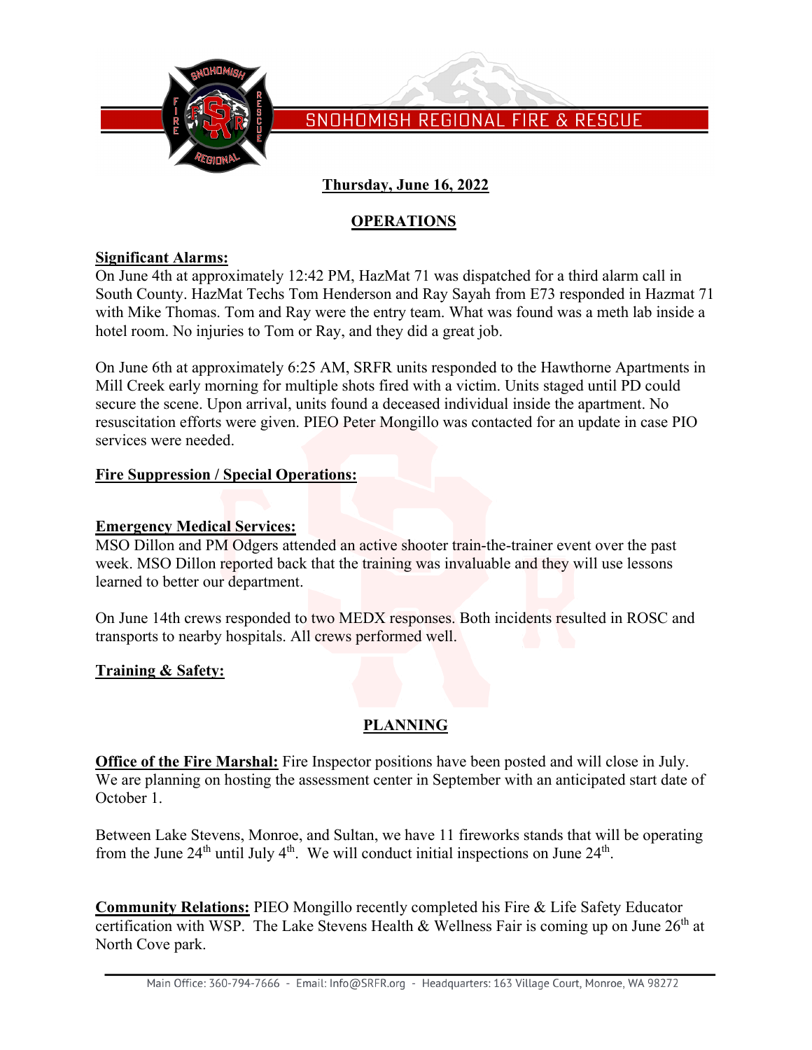SNOHOMISH REGIONAL FIRE & RESCUE

**Thursday, June 16, 2022**

## OPERATIONS

**Significant Alarms:**

On June 4th at approximately 12:42 PM, HazMat 71 was dispatched for a third alarm call in South County. HazMat Techs Tom Henderson and Ray Sayah from E73 responded in Hazmat 71 with Mike Thomas. Tom and Ray were the entry team. What was found was a meth lab inside a hotel room. No injuries to Tom or Ray, and they did a great job.

On June 6th at approximately 6:25 AM, SRFR units responded to the Hawthorne Apartments in Mill Creek early morning for multiple shots fired with a victim. Units staged until PD could secure the scene. Upon arrival, units found a deceased individual inside the apartment. No resuscitation efforts were given. PIEO Peter Mongillo was contacted for an update in case PIO services were needed.

**Fire Suppression / Special Operations:**

**Emergency Medical Services:**

MSO Dillon and PM Odgers attended an active shooter train-the-trainer event over the past week. MSO Dillon reported back that the training was invaluable and they will use lessons learned to better our department.

On June 14th crews responded to two MEDX responses. Both incidents resulted in ROSC and transports to nearby hospitals. All crews performed well.

**Training & Safety:**

## PLANNING

**Office of the Fire Marshal:** Fire Inspector positions have been posted and will close in July. We are planning on hosting the assessment center in September with an anticipated start date of October 1.

Between Lake Stevens, Monroe, and Sultan, we have 11 fireworks stands that will be operating from the June 24th until July 4th. We will conduct initial inspections on June 24th.

**Community Relations:** PIEO Mongillo recently completed his Fire & Life Safety Educator certification with WSP. The Lake Stevens Health & Wellness Fair is coming up on June 26th at North Cove park.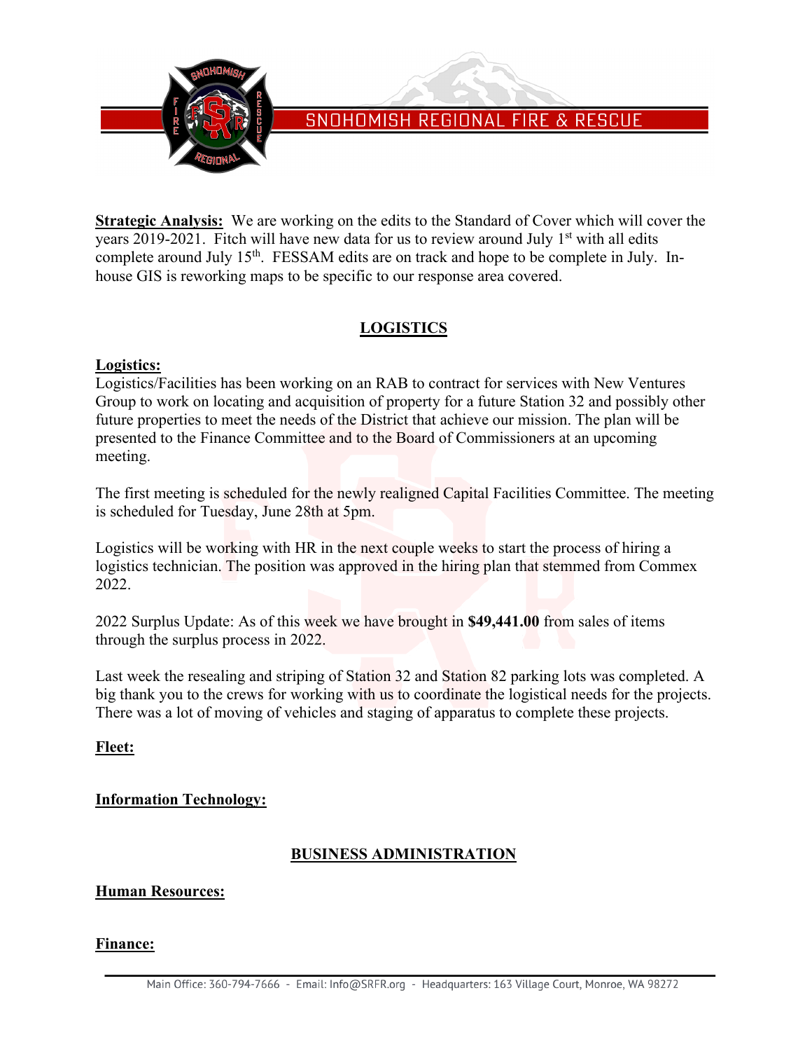**Strategic Analysis:** We are working on the edits to the Standard of Cover which will cover the years 2019-2021. Fitch will have new data for us to review around July 1st with all edits complete around July 15th. FESSAM edits are on track and hope to be complete in July. In-house GIS is reworking maps to be specific to our response area covered.

## LOGISTICS

**Logistics:**

Logistics/Facilities has been working on an RAB to contract for services with New Ventures Group to work on locating and acquisition of property for a future Station 32 and possibly other future properties to meet the needs of the District that achieve our mission. The plan will be presented to the Finance Committee and to the Board of Commissioners at an upcoming meeting.

The first meeting is scheduled for the newly realigned Capital Facilities Committee. The meeting is scheduled for Tuesday, June 28th at 5pm.

Logistics will be working with HR in the next couple weeks to start the process of hiring a logistics technician. The position was approved in the hiring plan that stemmed from Commex 2022.

2022 Surplus Update: As of this week we have brought in **$49,441.00** from sales of items through the surplus process in 2022.

Last week the resealing and striping of Station 32 and Station 82 parking lots was completed. A big thank you to the crews for working with us to coordinate the logistical needs for the projects. There was a lot of moving of vehicles and staging of apparatus to complete these projects.

**Fleet:**

**Information Technology:**

## BUSINESS ADMINISTRATION

**Human Resources:**

**Finance:**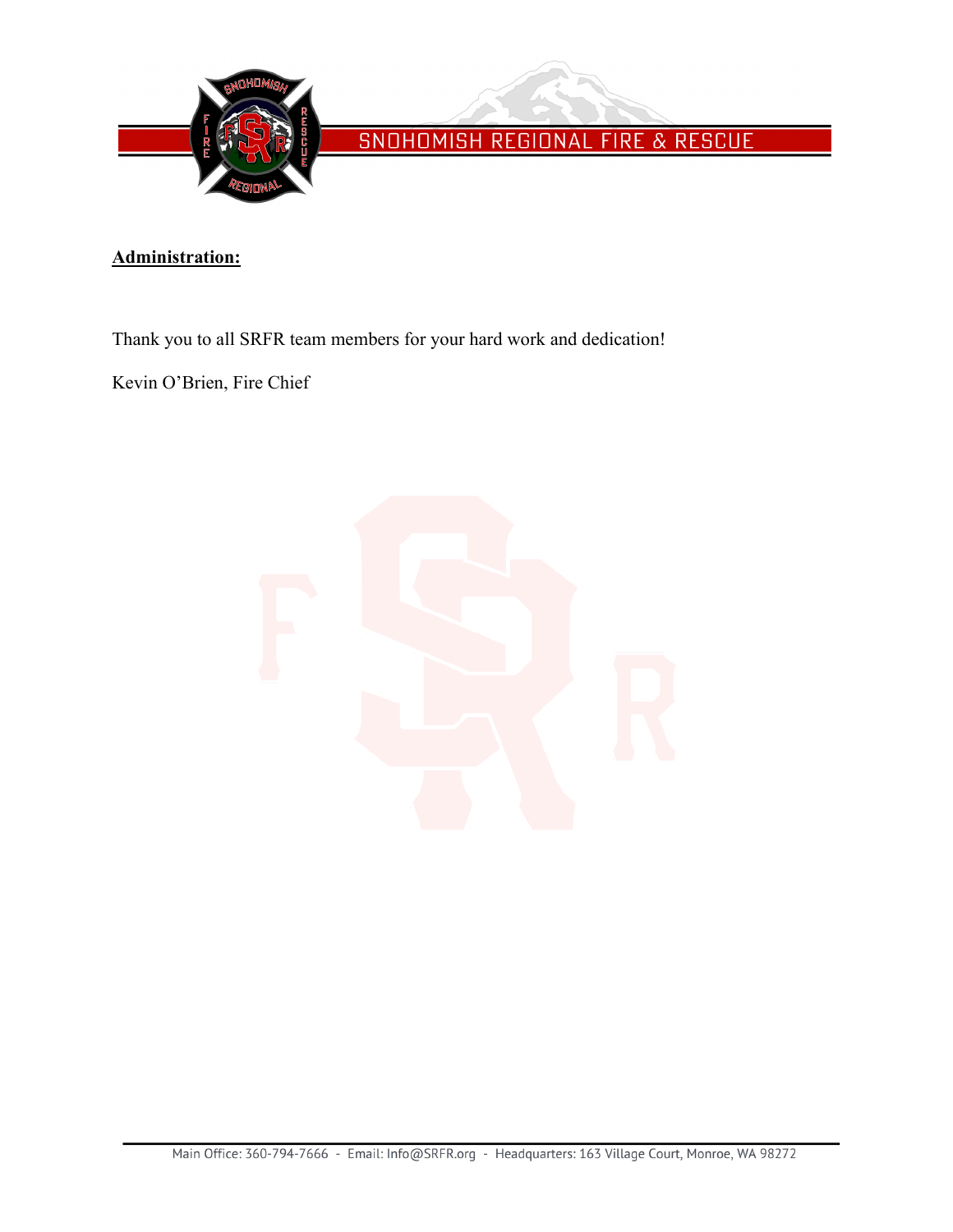**Administration:**

Thank you to all SRFR team members for your hard work and dedication!

Kevin O'Brien, Fire Chief